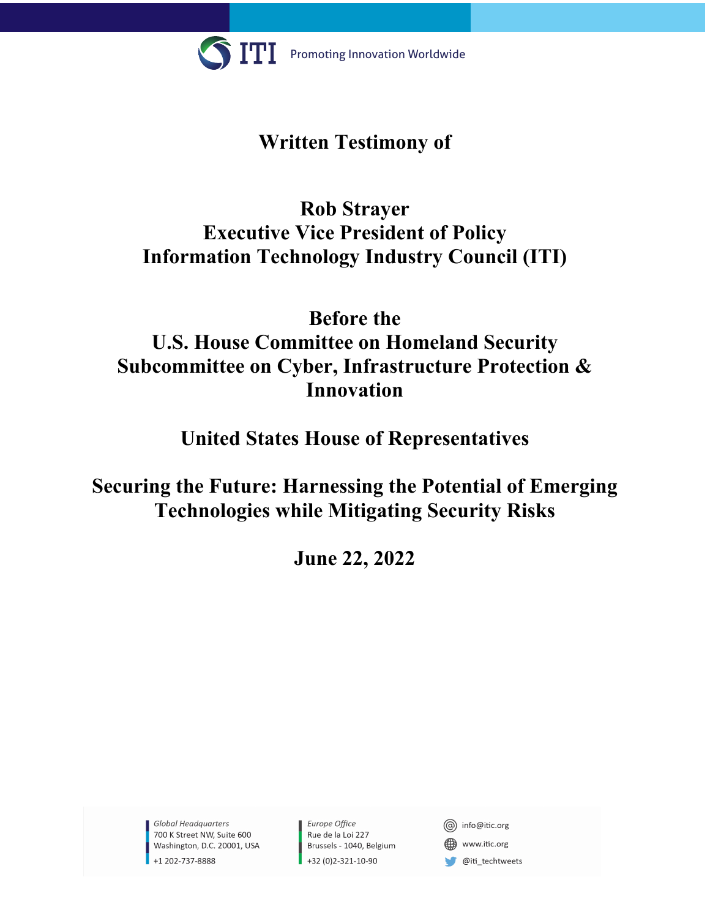ITI Promoting Innovation Worldwide

# Written Testimony of

## Rob Strayer
## Executive Vice President of Policy
## Information Technology Industry Council (ITI)

## Before the
## U.S. House Committee on Homeland Security
## Subcommittee on Cyber, Infrastructure Protection & Innovation

## United States House of Representatives

## Securing the Future: Harnessing the Potential of Emerging Technologies while Mitigating Security Risks

## June 22, 2022

*Global Headquarters*
700 K Street NW, Suite 600
Washington, D.C. 20001, USA
+1 202-737-8888

*Europe Office*
Rue de la Loi 227
Brussels - 1040, Belgium
+32 (0)2-321-10-90

info@itic.org
www.itic.org
@iti_techtweets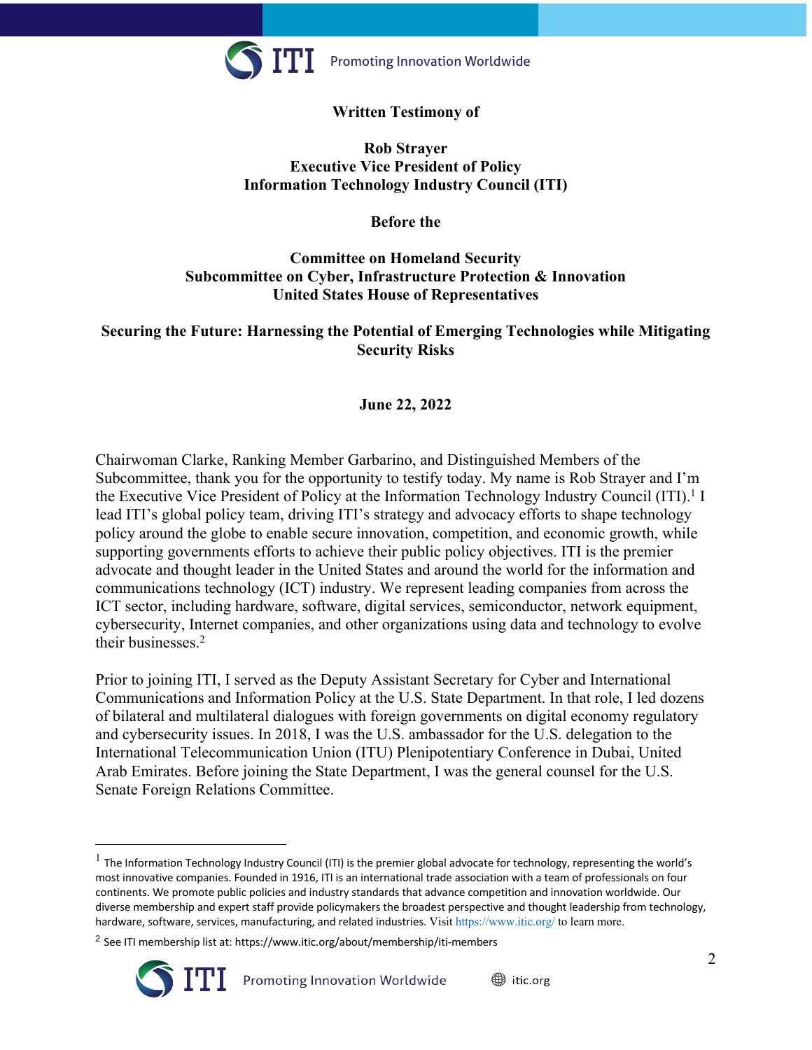**Written Testimony of**

**Rob Strayer**
**Executive Vice President of Policy**
**Information Technology Industry Council (ITI)**

**Before the**

**Committee on Homeland Security**
**Subcommittee on Cyber, Infrastructure Protection & Innovation**
**United States House of Representatives**

**Securing the Future: Harnessing the Potential of Emerging Technologies while Mitigating Security Risks**

**June 22, 2022**

Chairwoman Clarke, Ranking Member Garbarino, and Distinguished Members of the Subcommittee, thank you for the opportunity to testify today. My name is Rob Strayer and I'm the Executive Vice President of Policy at the Information Technology Industry Council (ITI).[1] I lead ITI's global policy team, driving ITI's strategy and advocacy efforts to shape technology policy around the globe to enable secure innovation, competition, and economic growth, while supporting governments efforts to achieve their public policy objectives. ITI is the premier advocate and thought leader in the United States and around the world for the information and communications technology (ICT) industry. We represent leading companies from across the ICT sector, including hardware, software, digital services, semiconductor, network equipment, cybersecurity, Internet companies, and other organizations using data and technology to evolve their businesses.[2]

Prior to joining ITI, I served as the Deputy Assistant Secretary for Cyber and International Communications and Information Policy at the U.S. State Department. In that role, I led dozens of bilateral and multilateral dialogues with foreign governments on digital economy regulatory and cybersecurity issues. In 2018, I was the U.S. ambassador for the U.S. delegation to the International Telecommunication Union (ITU) Plenipotentiary Conference in Dubai, United Arab Emirates. Before joining the State Department, I was the general counsel for the U.S. Senate Foreign Relations Committee.

---

[1] The Information Technology Industry Council (ITI) is the premier global advocate for technology, representing the world's most innovative companies. Founded in 1916, ITI is an international trade association with a team of professionals on four continents. We promote public policies and industry standards that advance competition and innovation worldwide. Our diverse membership and expert staff provide policymakers the broadest perspective and thought leadership from technology, hardware, software, services, manufacturing, and related industries. Visit https://www.itic.org/ to learn more.

[2] See ITI membership list at: https://www.itic.org/about/membership/iti-members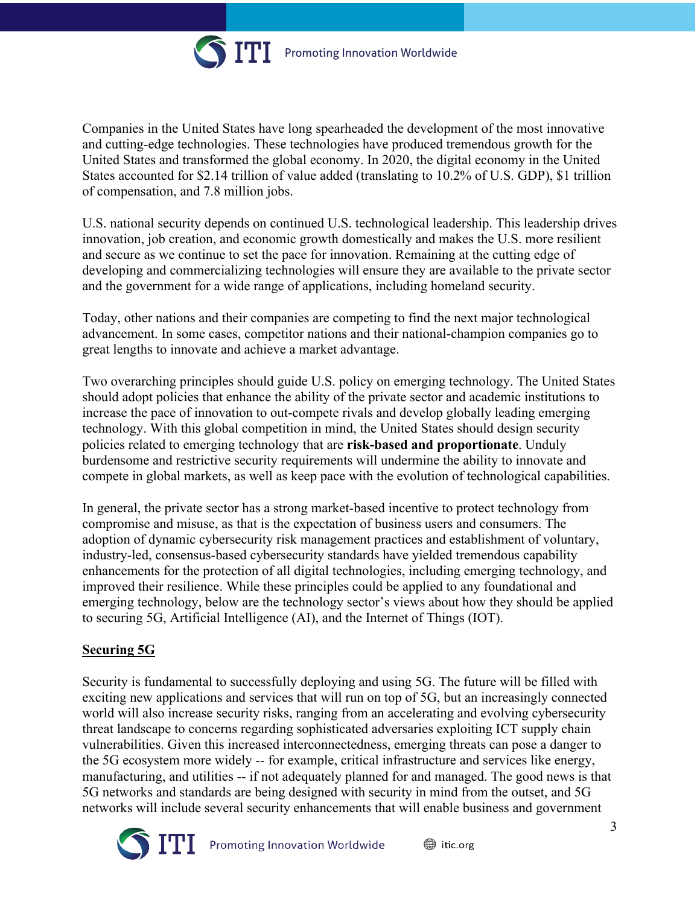Companies in the United States have long spearheaded the development of the most innovative and cutting-edge technologies. These technologies have produced tremendous growth for the United States and transformed the global economy. In 2020, the digital economy in the United States accounted for $2.14 trillion of value added (translating to 10.2% of U.S. GDP), $1 trillion of compensation, and 7.8 million jobs.

U.S. national security depends on continued U.S. technological leadership. This leadership drives innovation, job creation, and economic growth domestically and makes the U.S. more resilient and secure as we continue to set the pace for innovation. Remaining at the cutting edge of developing and commercializing technologies will ensure they are available to the private sector and the government for a wide range of applications, including homeland security.

Today, other nations and their companies are competing to find the next major technological advancement. In some cases, competitor nations and their national-champion companies go to great lengths to innovate and achieve a market advantage.

Two overarching principles should guide U.S. policy on emerging technology. The United States should adopt policies that enhance the ability of the private sector and academic institutions to increase the pace of innovation to out-compete rivals and develop globally leading emerging technology. With this global competition in mind, the United States should design security policies related to emerging technology that are **risk-based and proportionate**. Unduly burdensome and restrictive security requirements will undermine the ability to innovate and compete in global markets, as well as keep pace with the evolution of technological capabilities.

In general, the private sector has a strong market-based incentive to protect technology from compromise and misuse, as that is the expectation of business users and consumers. The adoption of dynamic cybersecurity risk management practices and establishment of voluntary, industry-led, consensus-based cybersecurity standards have yielded tremendous capability enhancements for the protection of all digital technologies, including emerging technology, and improved their resilience. While these principles could be applied to any foundational and emerging technology, below are the technology sector's views about how they should be applied to securing 5G, Artificial Intelligence (AI), and the Internet of Things (IOT).

## Securing 5G

Security is fundamental to successfully deploying and using 5G. The future will be filled with exciting new applications and services that will run on top of 5G, but an increasingly connected world will also increase security risks, ranging from an accelerating and evolving cybersecurity threat landscape to concerns regarding sophisticated adversaries exploiting ICT supply chain vulnerabilities. Given this increased interconnectedness, emerging threats can pose a danger to the 5G ecosystem more widely -- for example, critical infrastructure and services like energy, manufacturing, and utilities -- if not adequately planned for and managed. The good news is that 5G networks and standards are being designed with security in mind from the outset, and 5G networks will include several security enhancements that will enable business and government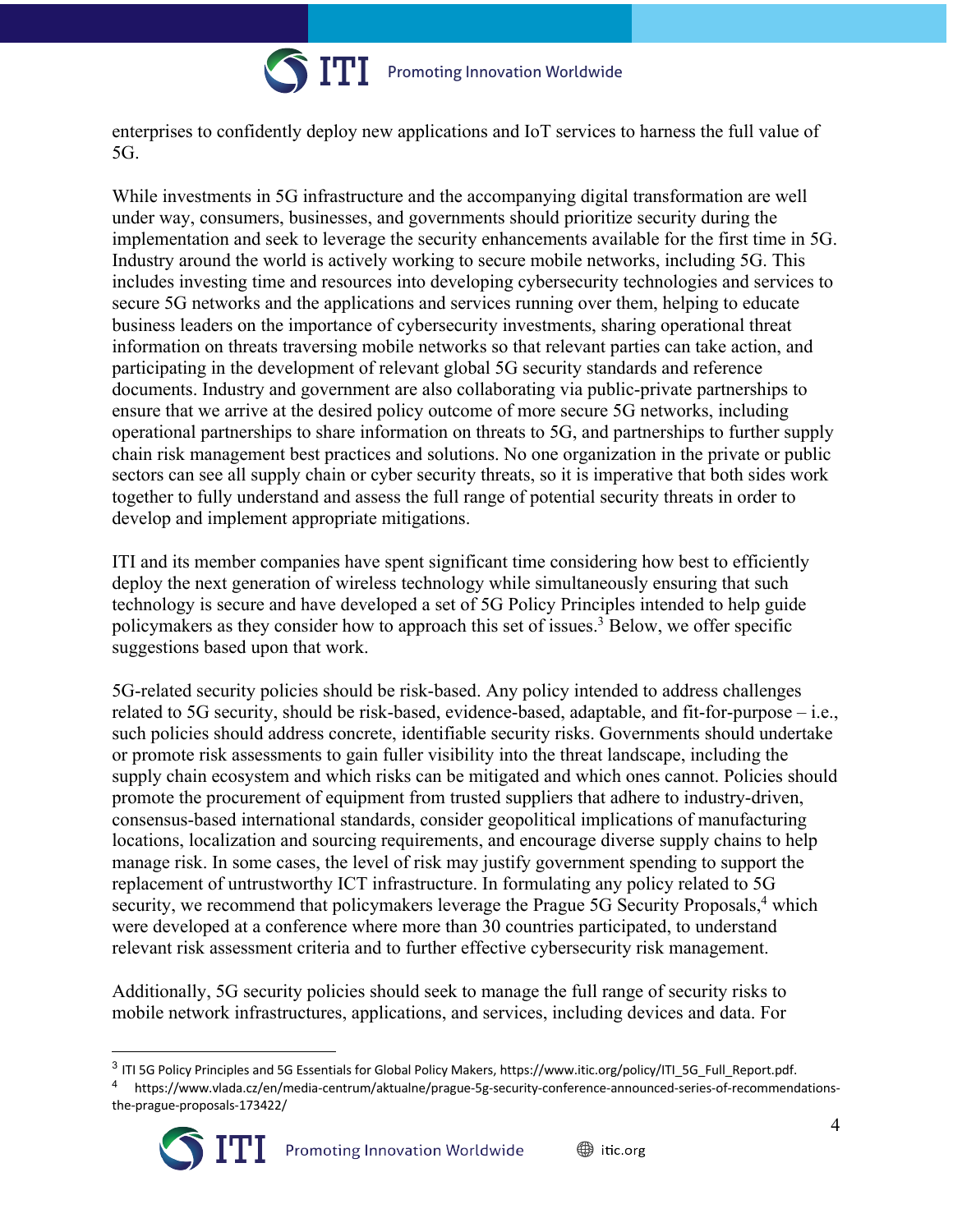enterprises to confidently deploy new applications and IoT services to harness the full value of 5G.

While investments in 5G infrastructure and the accompanying digital transformation are well under way, consumers, businesses, and governments should prioritize security during the implementation and seek to leverage the security enhancements available for the first time in 5G. Industry around the world is actively working to secure mobile networks, including 5G. This includes investing time and resources into developing cybersecurity technologies and services to secure 5G networks and the applications and services running over them, helping to educate business leaders on the importance of cybersecurity investments, sharing operational threat information on threats traversing mobile networks so that relevant parties can take action, and participating in the development of relevant global 5G security standards and reference documents. Industry and government are also collaborating via public-private partnerships to ensure that we arrive at the desired policy outcome of more secure 5G networks, including operational partnerships to share information on threats to 5G, and partnerships to further supply chain risk management best practices and solutions. No one organization in the private or public sectors can see all supply chain or cyber security threats, so it is imperative that both sides work together to fully understand and assess the full range of potential security threats in order to develop and implement appropriate mitigations.

ITI and its member companies have spent significant time considering how best to efficiently deploy the next generation of wireless technology while simultaneously ensuring that such technology is secure and have developed a set of 5G Policy Principles intended to help guide policymakers as they consider how to approach this set of issues.[3] Below, we offer specific suggestions based upon that work.

5G-related security policies should be risk-based. Any policy intended to address challenges related to 5G security, should be risk-based, evidence-based, adaptable, and fit-for-purpose – i.e., such policies should address concrete, identifiable security risks. Governments should undertake or promote risk assessments to gain fuller visibility into the threat landscape, including the supply chain ecosystem and which risks can be mitigated and which ones cannot. Policies should promote the procurement of equipment from trusted suppliers that adhere to industry-driven, consensus-based international standards, consider geopolitical implications of manufacturing locations, localization and sourcing requirements, and encourage diverse supply chains to help manage risk. In some cases, the level of risk may justify government spending to support the replacement of untrustworthy ICT infrastructure. In formulating any policy related to 5G security, we recommend that policymakers leverage the Prague 5G Security Proposals,[4] which were developed at a conference where more than 30 countries participated, to understand relevant risk assessment criteria and to further effective cybersecurity risk management.

Additionally, 5G security policies should seek to manage the full range of security risks to mobile network infrastructures, applications, and services, including devices and data. For

[3] ITI 5G Policy Principles and 5G Essentials for Global Policy Makers, https://www.itic.org/policy/ITI_5G_Full_Report.pdf.

[4] https://www.vlada.cz/en/media-centrum/aktualne/prague-5g-security-conference-announced-series-of-recommendations-the-prague-proposals-173422/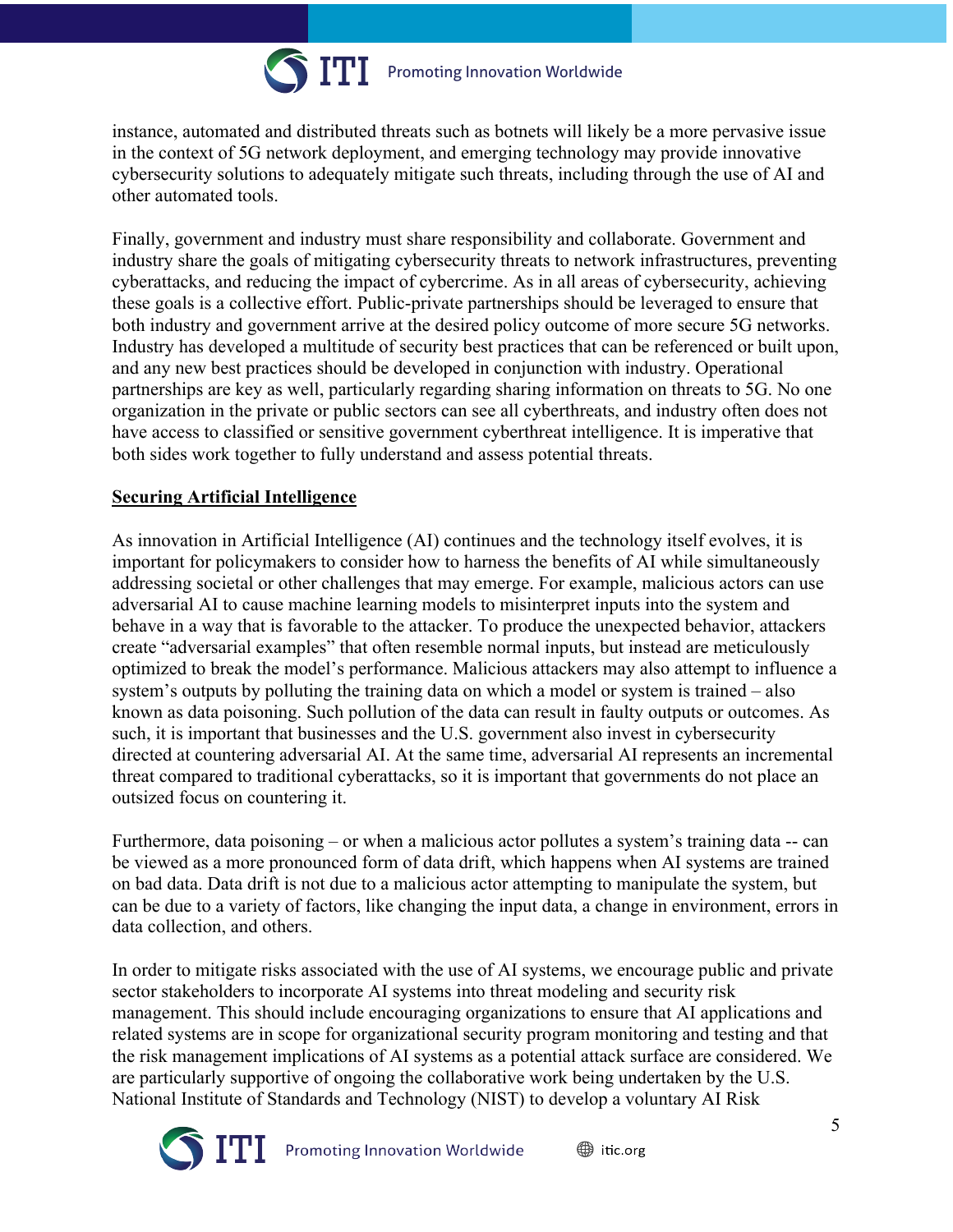instance, automated and distributed threats such as botnets will likely be a more pervasive issue in the context of 5G network deployment, and emerging technology may provide innovative cybersecurity solutions to adequately mitigate such threats, including through the use of AI and other automated tools.

Finally, government and industry must share responsibility and collaborate. Government and industry share the goals of mitigating cybersecurity threats to network infrastructures, preventing cyberattacks, and reducing the impact of cybercrime. As in all areas of cybersecurity, achieving these goals is a collective effort. Public-private partnerships should be leveraged to ensure that both industry and government arrive at the desired policy outcome of more secure 5G networks. Industry has developed a multitude of security best practices that can be referenced or built upon, and any new best practices should be developed in conjunction with industry. Operational partnerships are key as well, particularly regarding sharing information on threats to 5G. No one organization in the private or public sectors can see all cyberthreats, and industry often does not have access to classified or sensitive government cyberthreat intelligence. It is imperative that both sides work together to fully understand and assess potential threats.

## Securing Artificial Intelligence

As innovation in Artificial Intelligence (AI) continues and the technology itself evolves, it is important for policymakers to consider how to harness the benefits of AI while simultaneously addressing societal or other challenges that may emerge. For example, malicious actors can use adversarial AI to cause machine learning models to misinterpret inputs into the system and behave in a way that is favorable to the attacker. To produce the unexpected behavior, attackers create "adversarial examples" that often resemble normal inputs, but instead are meticulously optimized to break the model's performance. Malicious attackers may also attempt to influence a system's outputs by polluting the training data on which a model or system is trained – also known as data poisoning. Such pollution of the data can result in faulty outputs or outcomes. As such, it is important that businesses and the U.S. government also invest in cybersecurity directed at countering adversarial AI. At the same time, adversarial AI represents an incremental threat compared to traditional cyberattacks, so it is important that governments do not place an outsized focus on countering it.

Furthermore, data poisoning – or when a malicious actor pollutes a system's training data -- can be viewed as a more pronounced form of data drift, which happens when AI systems are trained on bad data. Data drift is not due to a malicious actor attempting to manipulate the system, but can be due to a variety of factors, like changing the input data, a change in environment, errors in data collection, and others.

In order to mitigate risks associated with the use of AI systems, we encourage public and private sector stakeholders to incorporate AI systems into threat modeling and security risk management. This should include encouraging organizations to ensure that AI applications and related systems are in scope for organizational security program monitoring and testing and that the risk management implications of AI systems as a potential attack surface are considered. We are particularly supportive of ongoing the collaborative work being undertaken by the U.S. National Institute of Standards and Technology (NIST) to develop a voluntary AI Risk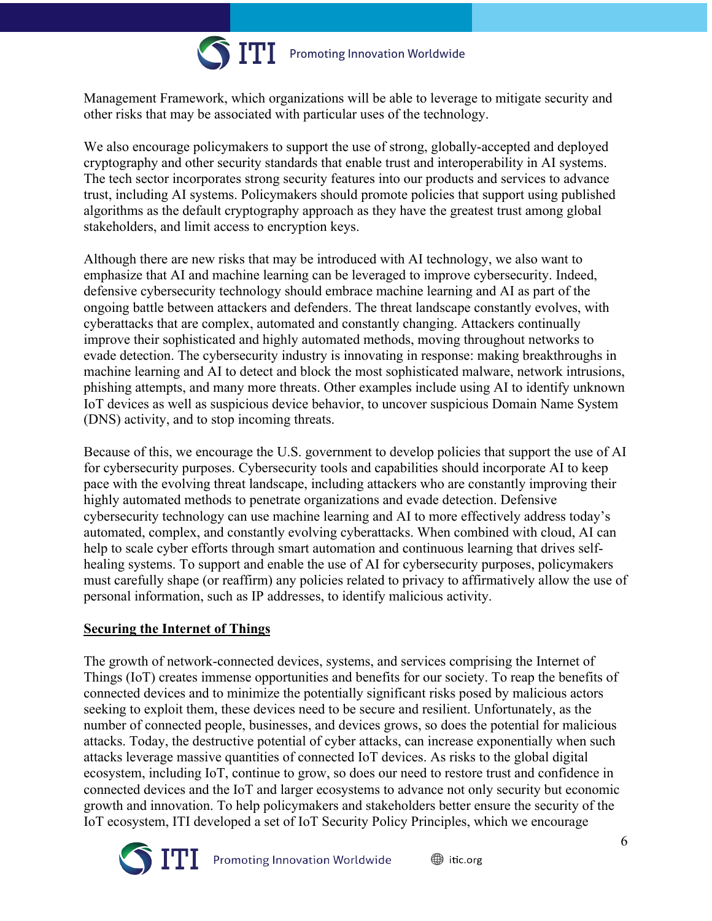Management Framework, which organizations will be able to leverage to mitigate security and other risks that may be associated with particular uses of the technology.

We also encourage policymakers to support the use of strong, globally-accepted and deployed cryptography and other security standards that enable trust and interoperability in AI systems. The tech sector incorporates strong security features into our products and services to advance trust, including AI systems. Policymakers should promote policies that support using published algorithms as the default cryptography approach as they have the greatest trust among global stakeholders, and limit access to encryption keys.

Although there are new risks that may be introduced with AI technology, we also want to emphasize that AI and machine learning can be leveraged to improve cybersecurity. Indeed, defensive cybersecurity technology should embrace machine learning and AI as part of the ongoing battle between attackers and defenders. The threat landscape constantly evolves, with cyberattacks that are complex, automated and constantly changing. Attackers continually improve their sophisticated and highly automated methods, moving throughout networks to evade detection. The cybersecurity industry is innovating in response: making breakthroughs in machine learning and AI to detect and block the most sophisticated malware, network intrusions, phishing attempts, and many more threats. Other examples include using AI to identify unknown IoT devices as well as suspicious device behavior, to uncover suspicious Domain Name System (DNS) activity, and to stop incoming threats.

Because of this, we encourage the U.S. government to develop policies that support the use of AI for cybersecurity purposes. Cybersecurity tools and capabilities should incorporate AI to keep pace with the evolving threat landscape, including attackers who are constantly improving their highly automated methods to penetrate organizations and evade detection. Defensive cybersecurity technology can use machine learning and AI to more effectively address today's automated, complex, and constantly evolving cyberattacks. When combined with cloud, AI can help to scale cyber efforts through smart automation and continuous learning that drives self-healing systems. To support and enable the use of AI for cybersecurity purposes, policymakers must carefully shape (or reaffirm) any policies related to privacy to affirmatively allow the use of personal information, such as IP addresses, to identify malicious activity.

## Securing the Internet of Things

The growth of network-connected devices, systems, and services comprising the Internet of Things (IoT) creates immense opportunities and benefits for our society. To reap the benefits of connected devices and to minimize the potentially significant risks posed by malicious actors seeking to exploit them, these devices need to be secure and resilient. Unfortunately, as the number of connected people, businesses, and devices grows, so does the potential for malicious attacks. Today, the destructive potential of cyber attacks, can increase exponentially when such attacks leverage massive quantities of connected IoT devices. As risks to the global digital ecosystem, including IoT, continue to grow, so does our need to restore trust and confidence in connected devices and the IoT and larger ecosystems to advance not only security but economic growth and innovation. To help policymakers and stakeholders better ensure the security of the IoT ecosystem, ITI developed a set of IoT Security Policy Principles, which we encourage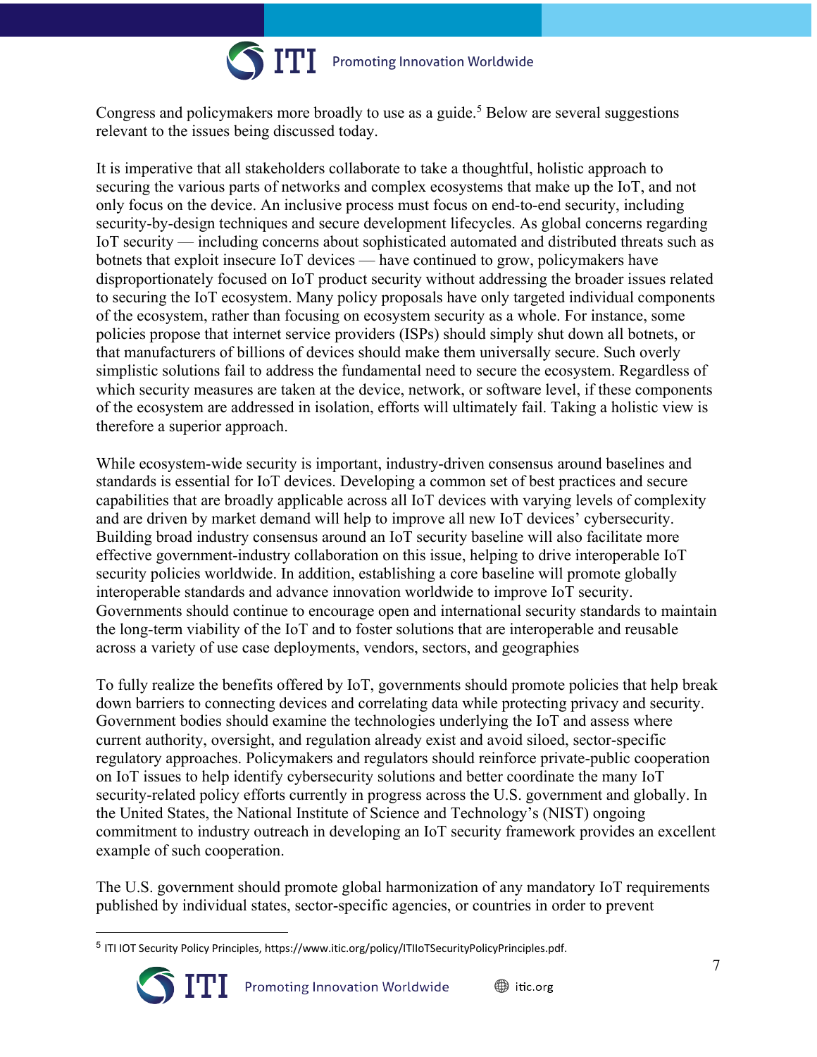Congress and policymakers more broadly to use as a guide.[5] Below are several suggestions relevant to the issues being discussed today.

It is imperative that all stakeholders collaborate to take a thoughtful, holistic approach to securing the various parts of networks and complex ecosystems that make up the IoT, and not only focus on the device. An inclusive process must focus on end-to-end security, including security-by-design techniques and secure development lifecycles. As global concerns regarding IoT security — including concerns about sophisticated automated and distributed threats such as botnets that exploit insecure IoT devices — have continued to grow, policymakers have disproportionately focused on IoT product security without addressing the broader issues related to securing the IoT ecosystem. Many policy proposals have only targeted individual components of the ecosystem, rather than focusing on ecosystem security as a whole. For instance, some policies propose that internet service providers (ISPs) should simply shut down all botnets, or that manufacturers of billions of devices should make them universally secure. Such overly simplistic solutions fail to address the fundamental need to secure the ecosystem. Regardless of which security measures are taken at the device, network, or software level, if these components of the ecosystem are addressed in isolation, efforts will ultimately fail. Taking a holistic view is therefore a superior approach.

While ecosystem-wide security is important, industry-driven consensus around baselines and standards is essential for IoT devices. Developing a common set of best practices and secure capabilities that are broadly applicable across all IoT devices with varying levels of complexity and are driven by market demand will help to improve all new IoT devices' cybersecurity. Building broad industry consensus around an IoT security baseline will also facilitate more effective government-industry collaboration on this issue, helping to drive interoperable IoT security policies worldwide. In addition, establishing a core baseline will promote globally interoperable standards and advance innovation worldwide to improve IoT security. Governments should continue to encourage open and international security standards to maintain the long-term viability of the IoT and to foster solutions that are interoperable and reusable across a variety of use case deployments, vendors, sectors, and geographies

To fully realize the benefits offered by IoT, governments should promote policies that help break down barriers to connecting devices and correlating data while protecting privacy and security. Government bodies should examine the technologies underlying the IoT and assess where current authority, oversight, and regulation already exist and avoid siloed, sector-specific regulatory approaches. Policymakers and regulators should reinforce private-public cooperation on IoT issues to help identify cybersecurity solutions and better coordinate the many IoT security-related policy efforts currently in progress across the U.S. government and globally. In the United States, the National Institute of Science and Technology's (NIST) ongoing commitment to industry outreach in developing an IoT security framework provides an excellent example of such cooperation.

The U.S. government should promote global harmonization of any mandatory IoT requirements published by individual states, sector-specific agencies, or countries in order to prevent

---

[5] ITI IOT Security Policy Principles, https://www.itic.org/policy/ITIIoTSecurityPolicyPrinciples.pdf.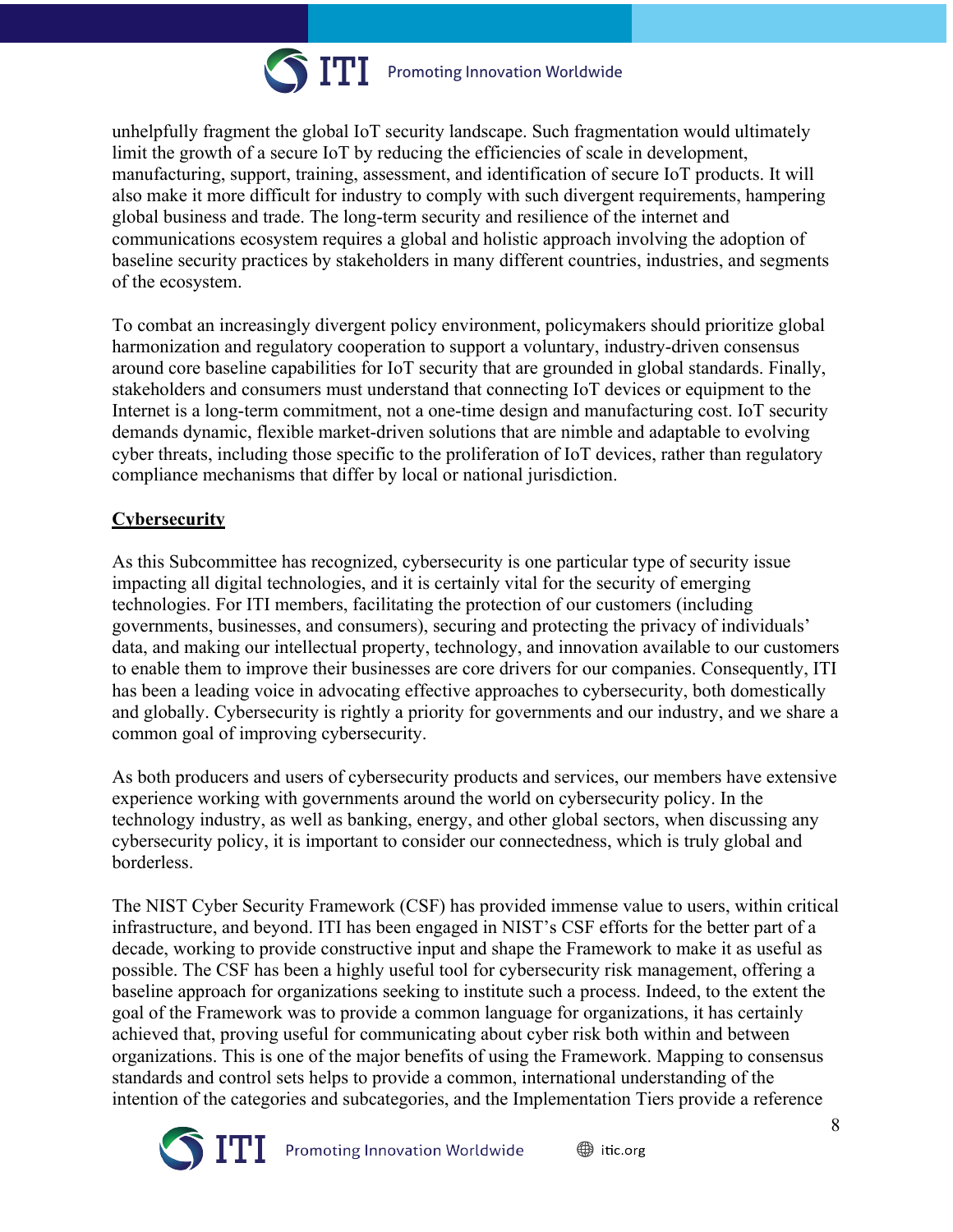unhelpfully fragment the global IoT security landscape. Such fragmentation would ultimately limit the growth of a secure IoT by reducing the efficiencies of scale in development, manufacturing, support, training, assessment, and identification of secure IoT products. It will also make it more difficult for industry to comply with such divergent requirements, hampering global business and trade. The long-term security and resilience of the internet and communications ecosystem requires a global and holistic approach involving the adoption of baseline security practices by stakeholders in many different countries, industries, and segments of the ecosystem.

To combat an increasingly divergent policy environment, policymakers should prioritize global harmonization and regulatory cooperation to support a voluntary, industry-driven consensus around core baseline capabilities for IoT security that are grounded in global standards. Finally, stakeholders and consumers must understand that connecting IoT devices or equipment to the Internet is a long-term commitment, not a one-time design and manufacturing cost. IoT security demands dynamic, flexible market-driven solutions that are nimble and adaptable to evolving cyber threats, including those specific to the proliferation of IoT devices, rather than regulatory compliance mechanisms that differ by local or national jurisdiction.

## **Cybersecurity**

As this Subcommittee has recognized, cybersecurity is one particular type of security issue impacting all digital technologies, and it is certainly vital for the security of emerging technologies. For ITI members, facilitating the protection of our customers (including governments, businesses, and consumers), securing and protecting the privacy of individuals' data, and making our intellectual property, technology, and innovation available to our customers to enable them to improve their businesses are core drivers for our companies. Consequently, ITI has been a leading voice in advocating effective approaches to cybersecurity, both domestically and globally. Cybersecurity is rightly a priority for governments and our industry, and we share a common goal of improving cybersecurity.

As both producers and users of cybersecurity products and services, our members have extensive experience working with governments around the world on cybersecurity policy. In the technology industry, as well as banking, energy, and other global sectors, when discussing any cybersecurity policy, it is important to consider our connectedness, which is truly global and borderless.

The NIST Cyber Security Framework (CSF) has provided immense value to users, within critical infrastructure, and beyond. ITI has been engaged in NIST's CSF efforts for the better part of a decade, working to provide constructive input and shape the Framework to make it as useful as possible. The CSF has been a highly useful tool for cybersecurity risk management, offering a baseline approach for organizations seeking to institute such a process. Indeed, to the extent the goal of the Framework was to provide a common language for organizations, it has certainly achieved that, proving useful for communicating about cyber risk both within and between organizations. This is one of the major benefits of using the Framework. Mapping to consensus standards and control sets helps to provide a common, international understanding of the intention of the categories and subcategories, and the Implementation Tiers provide a reference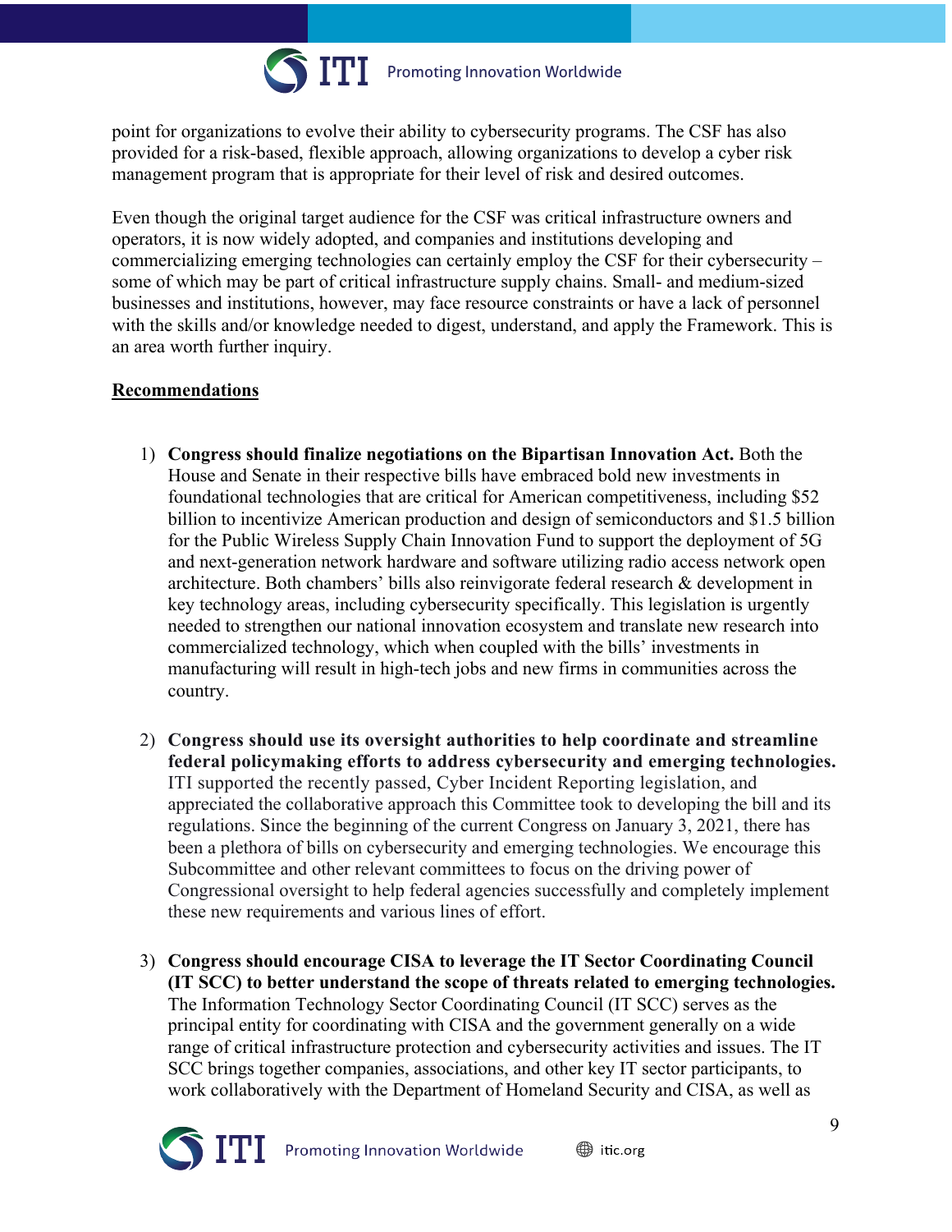point for organizations to evolve their ability to cybersecurity programs. The CSF has also provided for a risk-based, flexible approach, allowing organizations to develop a cyber risk management program that is appropriate for their level of risk and desired outcomes.

Even though the original target audience for the CSF was critical infrastructure owners and operators, it is now widely adopted, and companies and institutions developing and commercializing emerging technologies can certainly employ the CSF for their cybersecurity – some of which may be part of critical infrastructure supply chains. Small- and medium-sized businesses and institutions, however, may face resource constraints or have a lack of personnel with the skills and/or knowledge needed to digest, understand, and apply the Framework. This is an area worth further inquiry.

**Recommendations**

1) **Congress should finalize negotiations on the Bipartisan Innovation Act.** Both the House and Senate in their respective bills have embraced bold new investments in foundational technologies that are critical for American competitiveness, including $52 billion to incentivize American production and design of semiconductors and $1.5 billion for the Public Wireless Supply Chain Innovation Fund to support the deployment of 5G and next-generation network hardware and software utilizing radio access network open architecture. Both chambers' bills also reinvigorate federal research & development in key technology areas, including cybersecurity specifically. This legislation is urgently needed to strengthen our national innovation ecosystem and translate new research into commercialized technology, which when coupled with the bills' investments in manufacturing will result in high-tech jobs and new firms in communities across the country.

2) **Congress should use its oversight authorities to help coordinate and streamline federal policymaking efforts to address cybersecurity and emerging technologies.** ITI supported the recently passed, Cyber Incident Reporting legislation, and appreciated the collaborative approach this Committee took to developing the bill and its regulations. Since the beginning of the current Congress on January 3, 2021, there has been a plethora of bills on cybersecurity and emerging technologies. We encourage this Subcommittee and other relevant committees to focus on the driving power of Congressional oversight to help federal agencies successfully and completely implement these new requirements and various lines of effort.

3) **Congress should encourage CISA to leverage the IT Sector Coordinating Council (IT SCC) to better understand the scope of threats related to emerging technologies.** The Information Technology Sector Coordinating Council (IT SCC) serves as the principal entity for coordinating with CISA and the government generally on a wide range of critical infrastructure protection and cybersecurity activities and issues. The IT SCC brings together companies, associations, and other key IT sector participants, to work collaboratively with the Department of Homeland Security and CISA, as well as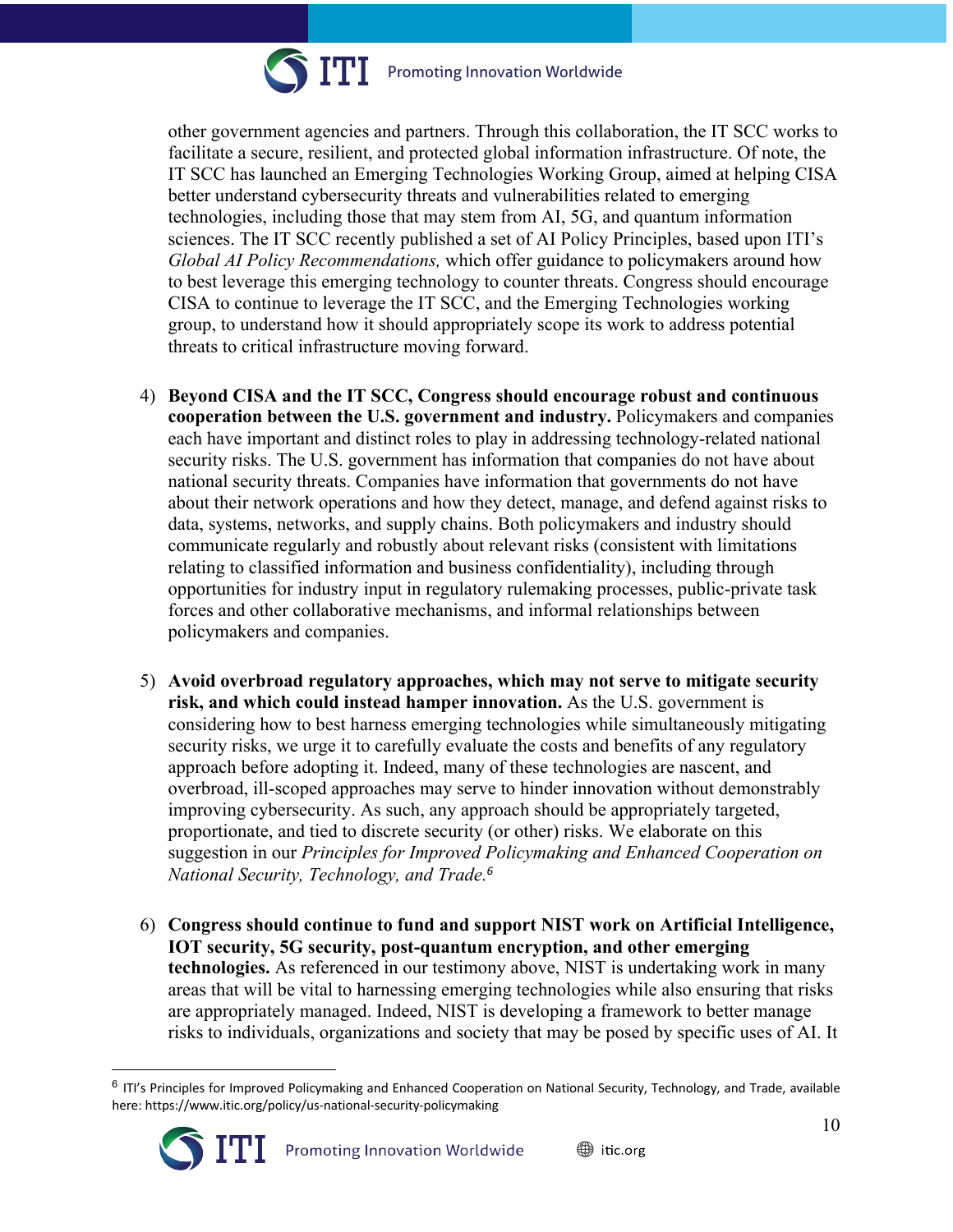other government agencies and partners. Through this collaboration, the IT SCC works to facilitate a secure, resilient, and protected global information infrastructure. Of note, the IT SCC has launched an Emerging Technologies Working Group, aimed at helping CISA better understand cybersecurity threats and vulnerabilities related to emerging technologies, including those that may stem from AI, 5G, and quantum information sciences. The IT SCC recently published a set of AI Policy Principles, based upon ITI's *Global AI Policy Recommendations,* which offer guidance to policymakers around how to best leverage this emerging technology to counter threats. Congress should encourage CISA to continue to leverage the IT SCC, and the Emerging Technologies working group, to understand how it should appropriately scope its work to address potential threats to critical infrastructure moving forward.

4) **Beyond CISA and the IT SCC, Congress should encourage robust and continuous cooperation between the U.S. government and industry.** Policymakers and companies each have important and distinct roles to play in addressing technology-related national security risks. The U.S. government has information that companies do not have about national security threats. Companies have information that governments do not have about their network operations and how they detect, manage, and defend against risks to data, systems, networks, and supply chains. Both policymakers and industry should communicate regularly and robustly about relevant risks (consistent with limitations relating to classified information and business confidentiality), including through opportunities for industry input in regulatory rulemaking processes, public-private task forces and other collaborative mechanisms, and informal relationships between policymakers and companies.

5) **Avoid overbroad regulatory approaches, which may not serve to mitigate security risk, and which could instead hamper innovation.** As the U.S. government is considering how to best harness emerging technologies while simultaneously mitigating security risks, we urge it to carefully evaluate the costs and benefits of any regulatory approach before adopting it. Indeed, many of these technologies are nascent, and overbroad, ill-scoped approaches may serve to hinder innovation without demonstrably improving cybersecurity. As such, any approach should be appropriately targeted, proportionate, and tied to discrete security (or other) risks. We elaborate on this suggestion in our *Principles for Improved Policymaking and Enhanced Cooperation on National Security, Technology, and Trade.*[6]

6) **Congress should continue to fund and support NIST work on Artificial Intelligence, IOT security, 5G security, post-quantum encryption, and other emerging technologies.** As referenced in our testimony above, NIST is undertaking work in many areas that will be vital to harnessing emerging technologies while also ensuring that risks are appropriately managed. Indeed, NIST is developing a framework to better manage risks to individuals, organizations and society that may be posed by specific uses of AI. It

[6] ITI's Principles for Improved Policymaking and Enhanced Cooperation on National Security, Technology, and Trade, available here: https://www.itic.org/policy/us-national-security-policymaking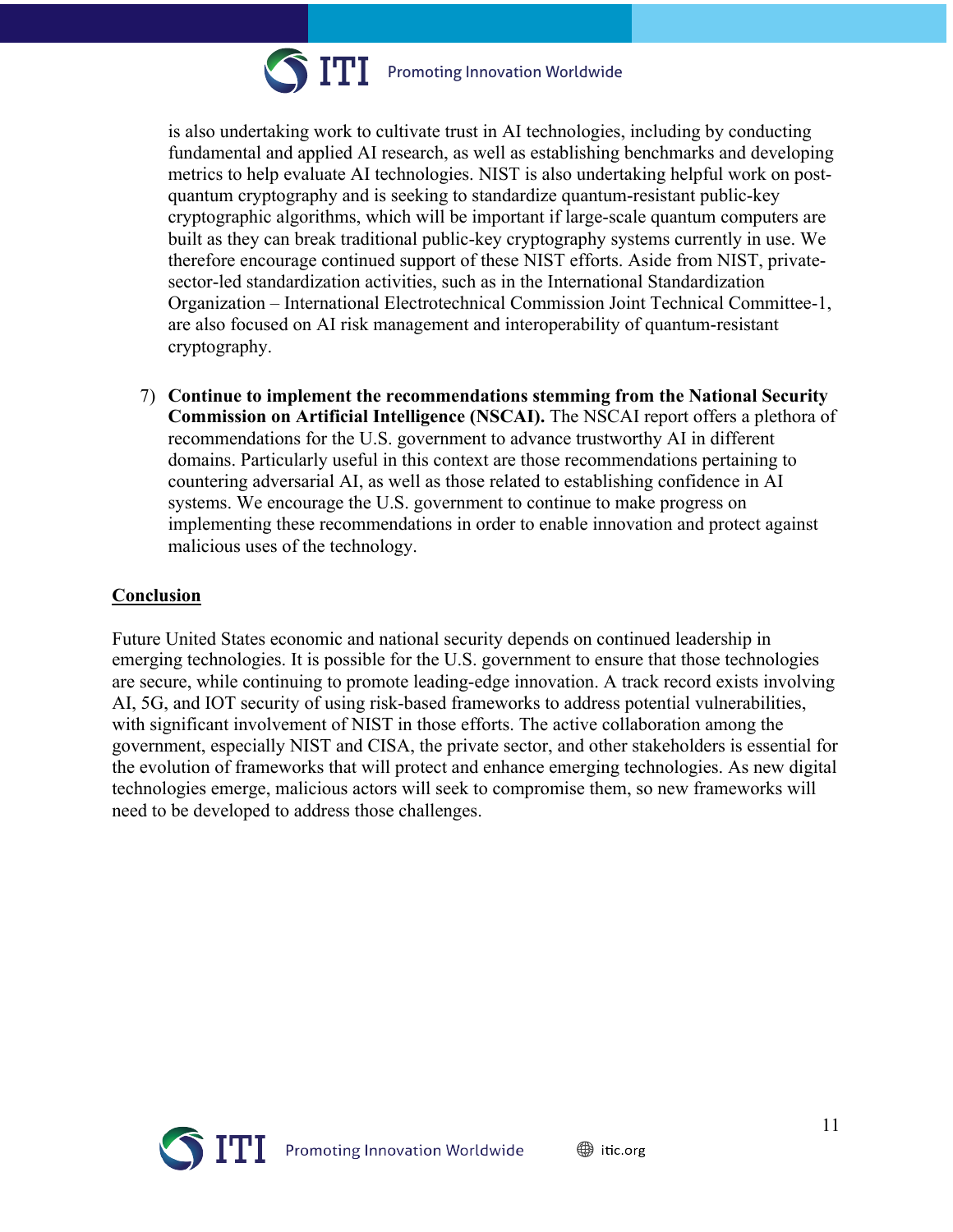is also undertaking work to cultivate trust in AI technologies, including by conducting fundamental and applied AI research, as well as establishing benchmarks and developing metrics to help evaluate AI technologies. NIST is also undertaking helpful work on post-quantum cryptography and is seeking to standardize quantum-resistant public-key cryptographic algorithms, which will be important if large-scale quantum computers are built as they can break traditional public-key cryptography systems currently in use. We therefore encourage continued support of these NIST efforts. Aside from NIST, private-sector-led standardization activities, such as in the International Standardization Organization – International Electrotechnical Commission Joint Technical Committee-1, are also focused on AI risk management and interoperability of quantum-resistant cryptography.

7) **Continue to implement the recommendations stemming from the National Security Commission on Artificial Intelligence (NSCAI).** The NSCAI report offers a plethora of recommendations for the U.S. government to advance trustworthy AI in different domains. Particularly useful in this context are those recommendations pertaining to countering adversarial AI, as well as those related to establishing confidence in AI systems. We encourage the U.S. government to continue to make progress on implementing these recommendations in order to enable innovation and protect against malicious uses of the technology.

## Conclusion

Future United States economic and national security depends on continued leadership in emerging technologies. It is possible for the U.S. government to ensure that those technologies are secure, while continuing to promote leading-edge innovation. A track record exists involving AI, 5G, and IOT security of using risk-based frameworks to address potential vulnerabilities, with significant involvement of NIST in those efforts. The active collaboration among the government, especially NIST and CISA, the private sector, and other stakeholders is essential for the evolution of frameworks that will protect and enhance emerging technologies. As new digital technologies emerge, malicious actors will seek to compromise them, so new frameworks will need to be developed to address those challenges.